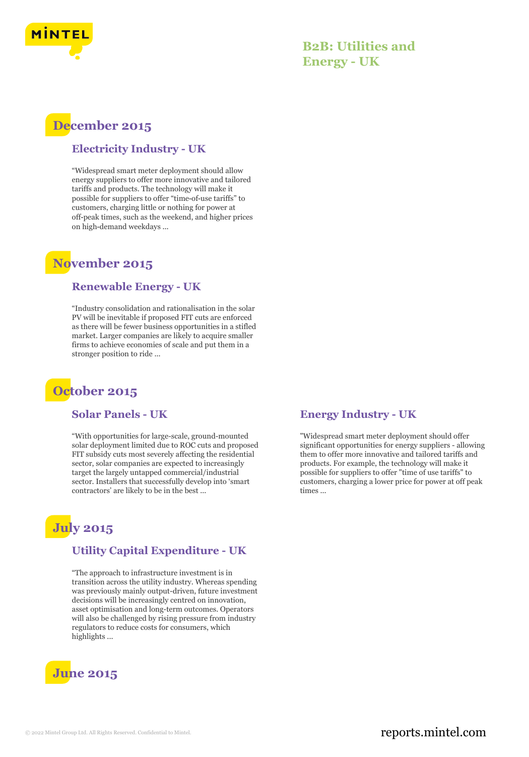# B2B: Utilities and Energy - UK

## December 2015

### Electricity Industry - UK

“Widespread smart meter deployment should allow energy suppliers to offer more innovative and tailored tariffs and products. The technology will make it possible for suppliers to offer “time-of-use tariffs” to customers, charging little or nothing for power at off-peak times, such as the weekend, and higher prices on high-demand weekdays ...

## November 2015

### Renewable Energy - UK

“Industry consolidation and rationalisation in the solar PV will be inevitable if proposed FIT cuts are enforced as there will be fewer business opportunities in a stifled market. Larger companies are likely to acquire smaller firms to achieve economies of scale and put them in a stronger position to ride ...

## October 2015

### Solar Panels - UK

“With opportunities for large-scale, ground-mounted solar deployment limited due to ROC cuts and proposed FIT subsidy cuts most severely affecting the residential sector, solar companies are expected to increasingly target the largely untapped commercial/industrial sector. Installers that successfully develop into ‘smart contractors’ are likely to be in the best ...

### Energy Industry - UK

"Widespread smart meter deployment should offer significant opportunities for energy suppliers - allowing them to offer more innovative and tailored tariffs and products. For example, the technology will make it possible for suppliers to offer "time of use tariffs" to customers, charging a lower price for power at off peak times ...

## July 2015

### Utility Capital Expenditure - UK

“The approach to infrastructure investment is in transition across the utility industry. Whereas spending was previously mainly output-driven, future investment decisions will be increasingly centred on innovation, asset optimisation and long-term outcomes. Operators will also be challenged by rising pressure from industry regulators to reduce costs for consumers, which highlights ...

## June 2015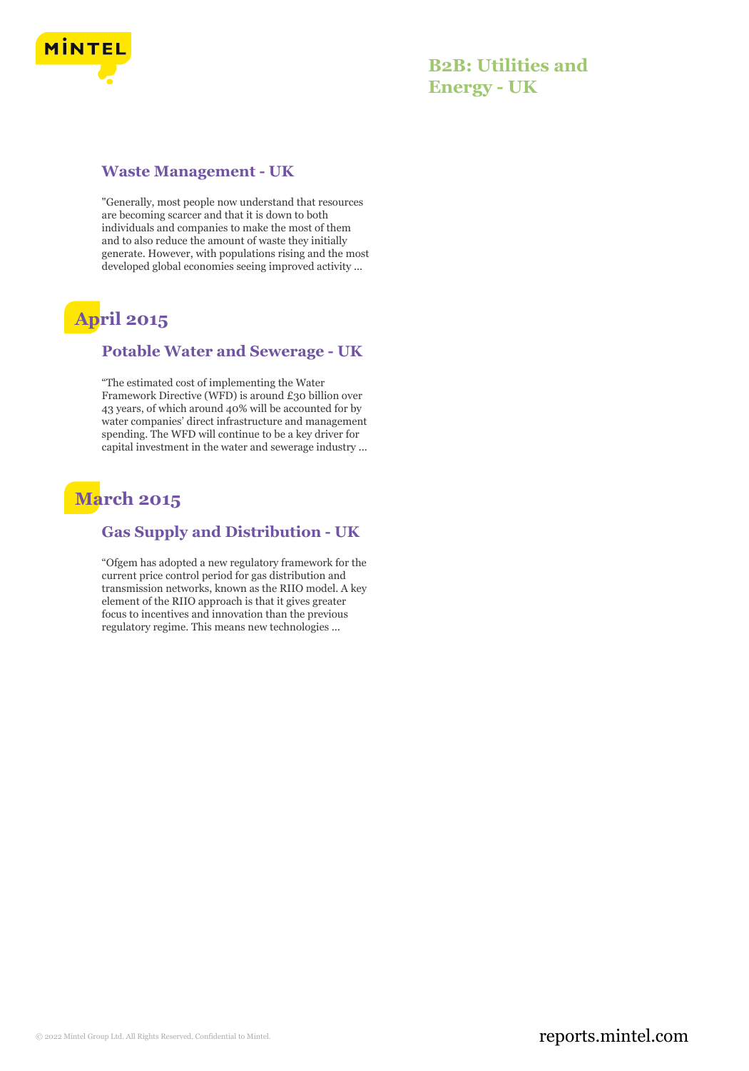### Waste Management - UK

"Generally, most people now understand that resources are becoming scarcer and that it is down to both individuals and companies to make the most of them and to also reduce the amount of waste they initially generate. However, with populations rising and the most developed global economies seeing improved activity ...

## April 2015

### Potable Water and Sewerage - UK

“The estimated cost of implementing the Water Framework Directive (WFD) is around £30 billion over 43 years, of which around 40% will be accounted for by water companies' direct infrastructure and management spending. The WFD will continue to be a key driver for capital investment in the water and sewerage industry ...

## March 2015

### Gas Supply and Distribution - UK

“Ofgem has adopted a new regulatory framework for the current price control period for gas distribution and transmission networks, known as the RIIO model. A key element of the RIIO approach is that it gives greater focus to incentives and innovation than the previous regulatory regime. This means new technologies ...